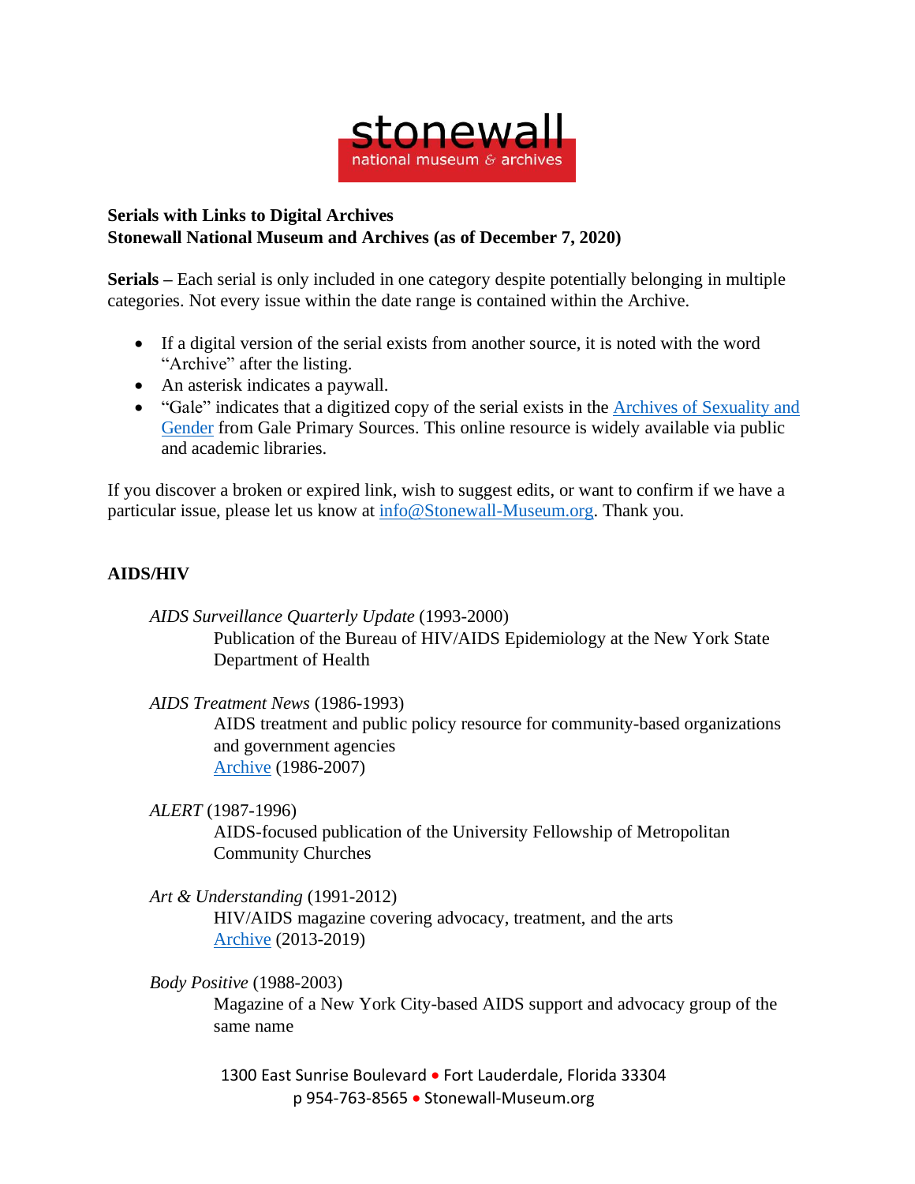**Serials with Links to Digital Archives**
**Stonewall National Museum and Archives (as of December 7, 2020)**

**Serials –** Each serial is only included in one category despite potentially belonging in multiple categories. Not every issue within the date range is contained within the Archive.

- If a digital version of the serial exists from another source, it is noted with the word "Archive" after the listing.
- An asterisk indicates a paywall.
- "Gale" indicates that a digitized copy of the serial exists in the Archives of Sexuality and Gender from Gale Primary Sources. This online resource is widely available via public and academic libraries.

If you discover a broken or expired link, wish to suggest edits, or want to confirm if we have a particular issue, please let us know at info@Stonewall-Museum.org. Thank you.

## AIDS/HIV

*AIDS Surveillance Quarterly Update* (1993-2000)
Publication of the Bureau of HIV/AIDS Epidemiology at the New York State Department of Health

*AIDS Treatment News* (1986-1993)
AIDS treatment and public policy resource for community-based organizations and government agencies
Archive (1986-2007)

*ALERT* (1987-1996)
AIDS-focused publication of the University Fellowship of Metropolitan Community Churches

*Art & Understanding* (1991-2012)
HIV/AIDS magazine covering advocacy, treatment, and the arts
Archive (2013-2019)

*Body Positive* (1988-2003)
Magazine of a New York City-based AIDS support and advocacy group of the same name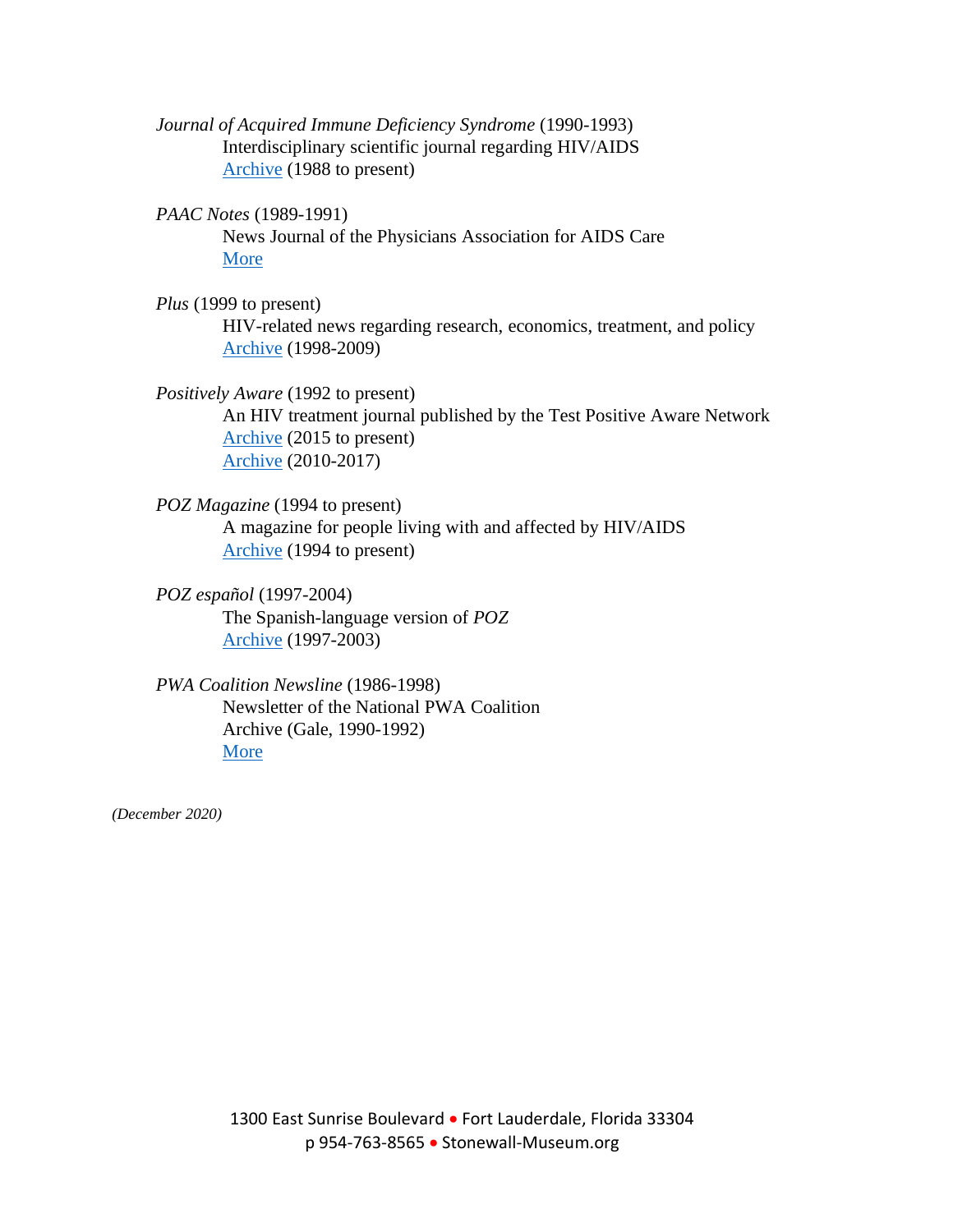*Journal of Acquired Immune Deficiency Syndrome* (1990-1993)
Interdisciplinary scientific journal regarding HIV/AIDS
Archive (1988 to present)

*PAAC Notes* (1989-1991)
News Journal of the Physicians Association for AIDS Care
More

*Plus* (1999 to present)
HIV-related news regarding research, economics, treatment, and policy
Archive (1998-2009)

*Positively Aware* (1992 to present)
An HIV treatment journal published by the Test Positive Aware Network
Archive (2015 to present)
Archive (2010-2017)

*POZ Magazine* (1994 to present)
A magazine for people living with and affected by HIV/AIDS
Archive (1994 to present)

*POZ español* (1997-2004)
The Spanish-language version of *POZ*
Archive (1997-2003)

*PWA Coalition Newsline* (1986-1998)
Newsletter of the National PWA Coalition
Archive (Gale, 1990-1992)
More

*(December 2020)*

1300 East Sunrise Boulevard • Fort Lauderdale, Florida 33304
p 954-763-8565 • Stonewall-Museum.org